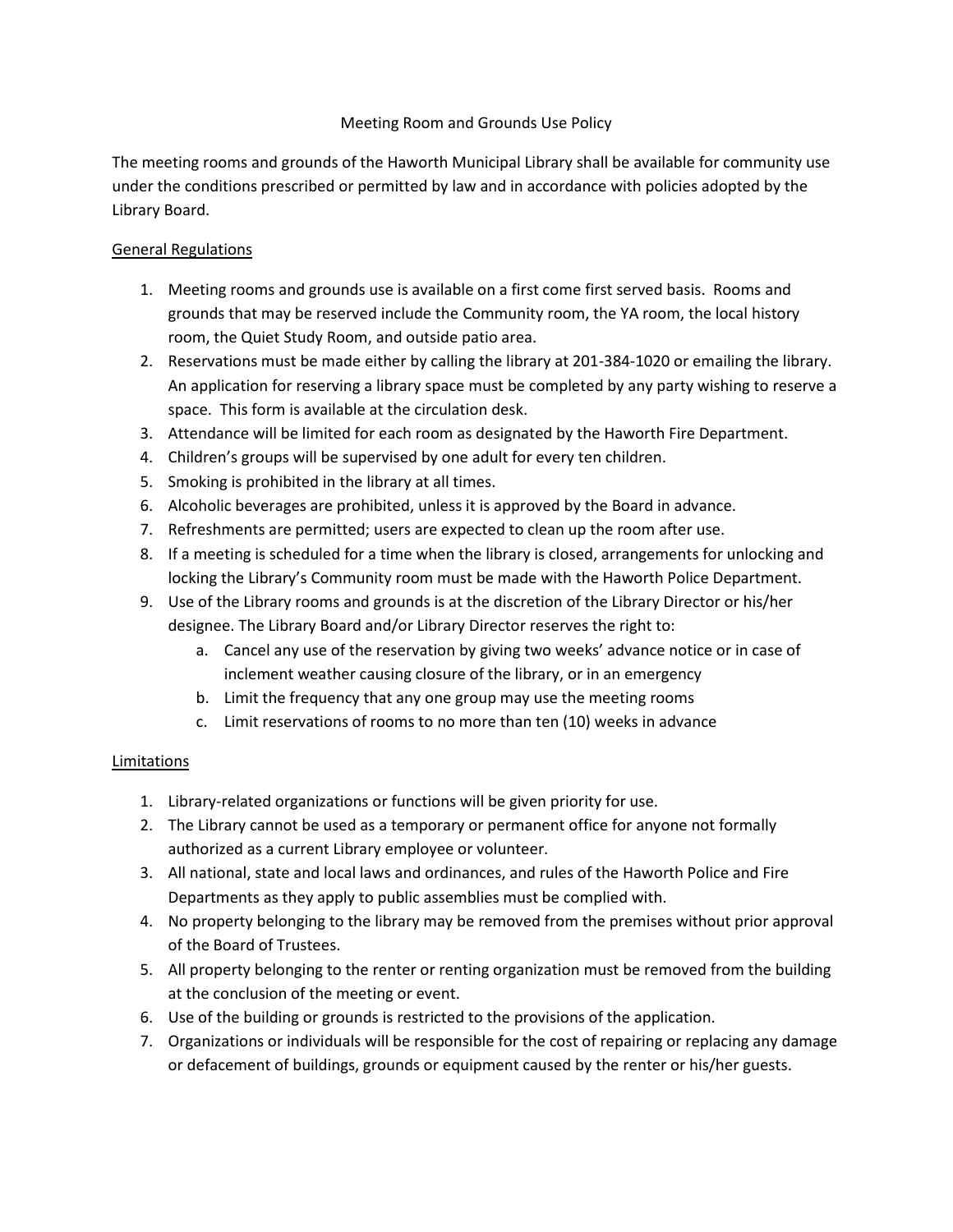# Meeting Room and Grounds Use Policy

The meeting rooms and grounds of the Haworth Municipal Library shall be available for community use under the conditions prescribed or permitted by law and in accordance with policies adopted by the Library Board.

## General Regulations

1. Meeting rooms and grounds use is available on a first come first served basis. Rooms and grounds that may be reserved include the Community room, the YA room, the local history room, the Quiet Study Room, and outside patio area.
2. Reservations must be made either by calling the library at 201-384-1020 or emailing the library. An application for reserving a library space must be completed by any party wishing to reserve a space. This form is available at the circulation desk.
3. Attendance will be limited for each room as designated by the Haworth Fire Department.
4. Children's groups will be supervised by one adult for every ten children.
5. Smoking is prohibited in the library at all times.
6. Alcoholic beverages are prohibited, unless it is approved by the Board in advance.
7. Refreshments are permitted; users are expected to clean up the room after use.
8. If a meeting is scheduled for a time when the library is closed, arrangements for unlocking and locking the Library's Community room must be made with the Haworth Police Department.
9. Use of the Library rooms and grounds is at the discretion of the Library Director or his/her designee. The Library Board and/or Library Director reserves the right to:
   a. Cancel any use of the reservation by giving two weeks' advance notice or in case of inclement weather causing closure of the library, or in an emergency
   b. Limit the frequency that any one group may use the meeting rooms
   c. Limit reservations of rooms to no more than ten (10) weeks in advance

## Limitations

1. Library-related organizations or functions will be given priority for use.
2. The Library cannot be used as a temporary or permanent office for anyone not formally authorized as a current Library employee or volunteer.
3. All national, state and local laws and ordinances, and rules of the Haworth Police and Fire Departments as they apply to public assemblies must be complied with.
4. No property belonging to the library may be removed from the premises without prior approval of the Board of Trustees.
5. All property belonging to the renter or renting organization must be removed from the building at the conclusion of the meeting or event.
6. Use of the building or grounds is restricted to the provisions of the application.
7. Organizations or individuals will be responsible for the cost of repairing or replacing any damage or defacement of buildings, grounds or equipment caused by the renter or his/her guests.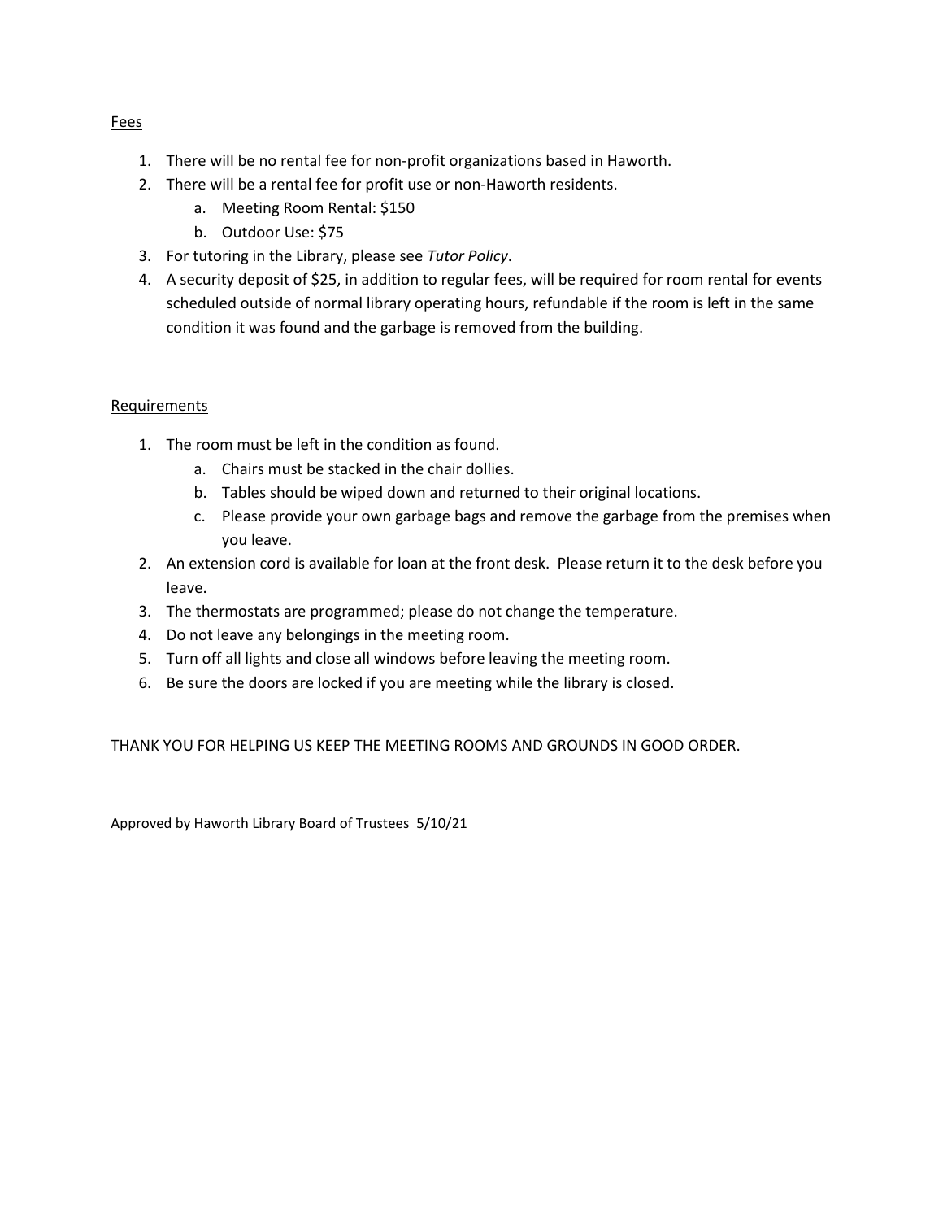Fees

1. There will be no rental fee for non-profit organizations based in Haworth.
2. There will be a rental fee for profit use or non-Haworth residents.
   a. Meeting Room Rental: $150
   b. Outdoor Use: $75
3. For tutoring in the Library, please see *Tutor Policy*.
4. A security deposit of $25, in addition to regular fees, will be required for room rental for events scheduled outside of normal library operating hours, refundable if the room is left in the same condition it was found and the garbage is removed from the building.

Requirements

1. The room must be left in the condition as found.
   a. Chairs must be stacked in the chair dollies.
   b. Tables should be wiped down and returned to their original locations.
   c. Please provide your own garbage bags and remove the garbage from the premises when you leave.
2. An extension cord is available for loan at the front desk. Please return it to the desk before you leave.
3. The thermostats are programmed; please do not change the temperature.
4. Do not leave any belongings in the meeting room.
5. Turn off all lights and close all windows before leaving the meeting room.
6. Be sure the doors are locked if you are meeting while the library is closed.

THANK YOU FOR HELPING US KEEP THE MEETING ROOMS AND GROUNDS IN GOOD ORDER.

Approved by Haworth Library Board of Trustees 5/10/21